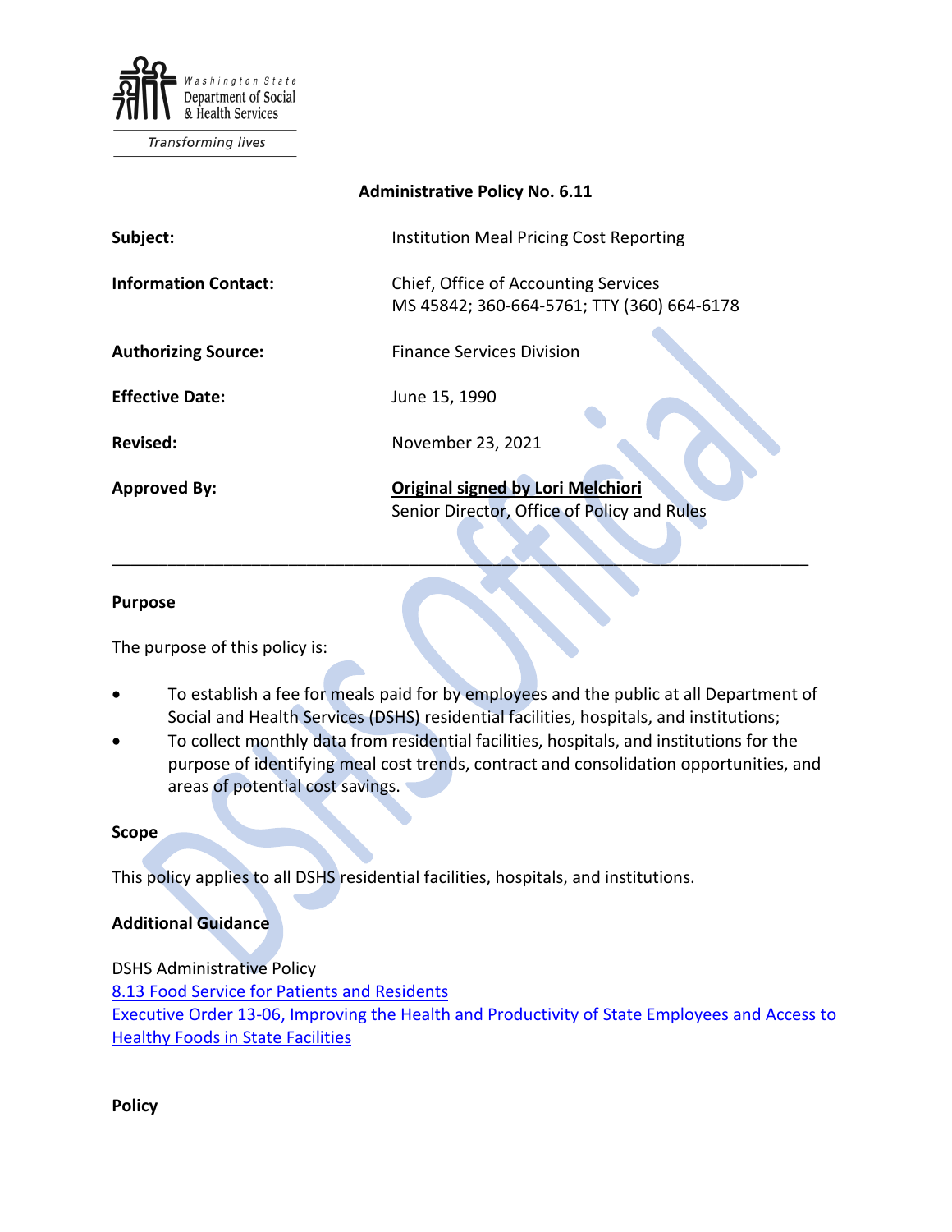Washington State Department of Social & Health Services

Transforming lives

**Administrative Policy No. 6.11**

| | |
|---|---|
| **Subject:** | Institution Meal Pricing Cost Reporting |
| **Information Contact:** | Chief, Office of Accounting Services<br>MS 45842; 360-664-5761; TTY (360) 664-6178 |
| **Authorizing Source:** | Finance Services Division |
| **Effective Date:** | June 15, 1990 |
| **Revised:** | November 23, 2021 |
| **Approved By:** | **Original signed by Lori Melchiori**<br>Senior Director, Office of Policy and Rules |

---

## Purpose

The purpose of this policy is:

- To establish a fee for meals paid for by employees and the public at all Department of Social and Health Services (DSHS) residential facilities, hospitals, and institutions;
- To collect monthly data from residential facilities, hospitals, and institutions for the purpose of identifying meal cost trends, contract and consolidation opportunities, and areas of potential cost savings.

## Scope

This policy applies to all DSHS residential facilities, hospitals, and institutions.

## Additional Guidance

DSHS Administrative Policy
8.13 Food Service for Patients and Residents
Executive Order 13-06, Improving the Health and Productivity of State Employees and Access to Healthy Foods in State Facilities

## Policy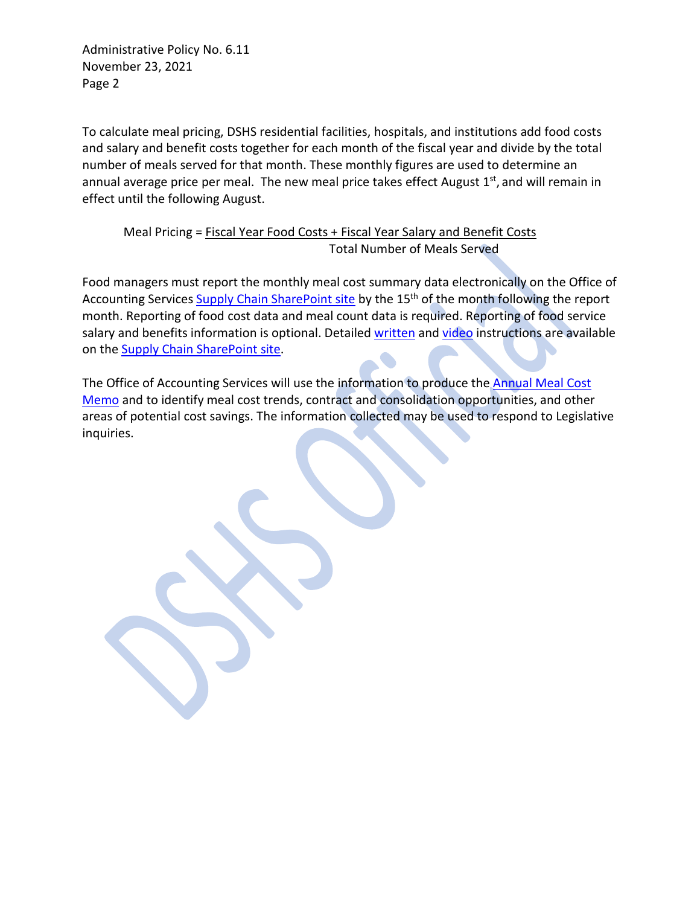To calculate meal pricing, DSHS residential facilities, hospitals, and institutions add food costs and salary and benefit costs together for each month of the fiscal year and divide by the total number of meals served for that month. These monthly figures are used to determine an annual average price per meal. The new meal price takes effect August 1st, and will remain in effect until the following August.

$$\text{Meal Pricing} = \frac{\text{Fiscal Year Food Costs} + \text{Fiscal Year Salary and Benefit Costs}}{\text{Total Number of Meals Served}}$$

Food managers must report the monthly meal cost summary data electronically on the Office of Accounting Services Supply Chain SharePoint site by the 15th of the month following the report month. Reporting of food cost data and meal count data is required. Reporting of food service salary and benefits information is optional. Detailed written and video instructions are available on the Supply Chain SharePoint site.

The Office of Accounting Services will use the information to produce the Annual Meal Cost Memo and to identify meal cost trends, contract and consolidation opportunities, and other areas of potential cost savings. The information collected may be used to respond to Legislative inquiries.